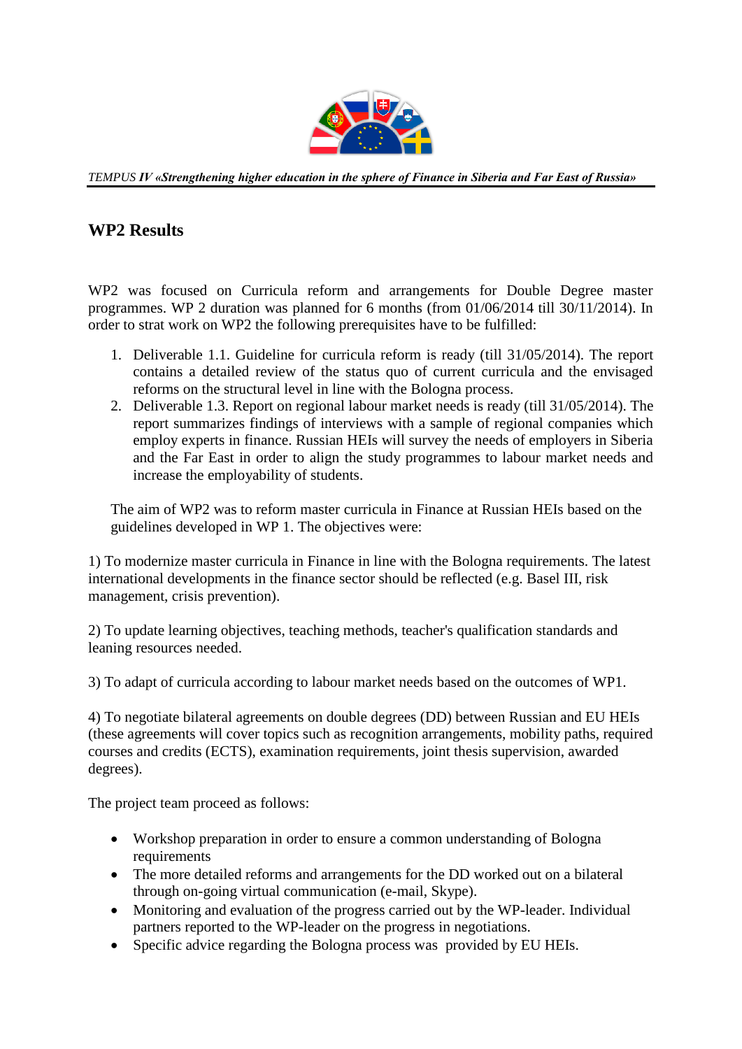## WP2 Results

WP2 was focused on Curricula reform and arrangements for Double Degree master programmes. WP 2 duration was planned for 6 months (from 01/06/2014 till 30/11/2014). In order to strat work on WP2 the following prerequisites have to be fulfilled:

1. Deliverable 1.1. Guideline for curricula reform is ready (till 31/05/2014). The report contains a detailed review of the status quo of current curricula and the envisaged reforms on the structural level in line with the Bologna process.
2. Deliverable 1.3. Report on regional labour market needs is ready (till 31/05/2014). The report summarizes findings of interviews with a sample of regional companies which employ experts in finance. Russian HEIs will survey the needs of employers in Siberia and the Far East in order to align the study programmes to labour market needs and increase the employability of students.

The aim of WP2 was to reform master curricula in Finance at Russian HEIs based on the guidelines developed in WP 1. The objectives were:

1) To modernize master curricula in Finance in line with the Bologna requirements. The latest international developments in the finance sector should be reflected (e.g. Basel III, risk management, crisis prevention).

2) To update learning objectives, teaching methods, teacher's qualification standards and leaning resources needed.

3) To adapt of curricula according to labour market needs based on the outcomes of WP1.

4) To negotiate bilateral agreements on double degrees (DD) between Russian and EU HEIs (these agreements will cover topics such as recognition arrangements, mobility paths, required courses and credits (ECTS), examination requirements, joint thesis supervision, awarded degrees).

The project team proceed as follows:

- Workshop preparation in order to ensure a common understanding of Bologna requirements
- The more detailed reforms and arrangements for the DD worked out on a bilateral through on-going virtual communication (e-mail, Skype).
- Monitoring and evaluation of the progress carried out by the WP-leader. Individual partners reported to the WP-leader on the progress in negotiations.
- Specific advice regarding the Bologna process was provided by EU HEIs.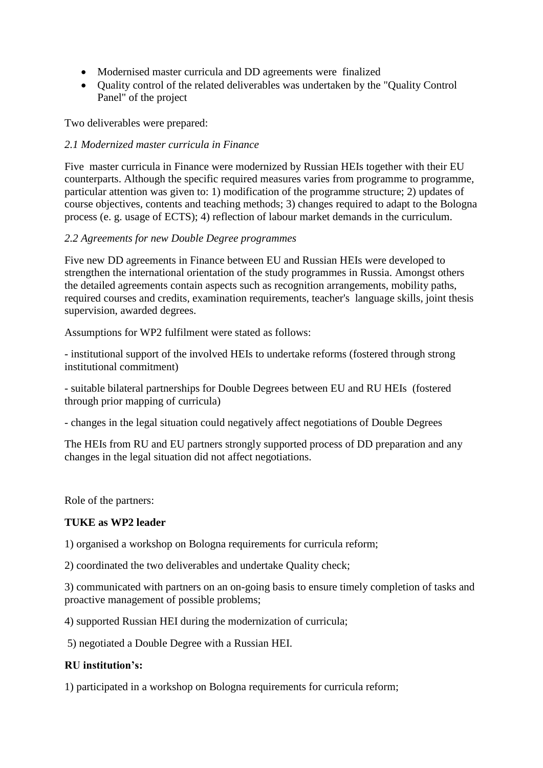- Modernised master curricula and DD agreements were finalized
- Quality control of the related deliverables was undertaken by the "Quality Control Panel" of the project

Two deliverables were prepared:

*2.1 Modernized master curricula in Finance*

Five master curricula in Finance were modernized by Russian HEIs together with their EU counterparts. Although the specific required measures varies from programme to programme, particular attention was given to: 1) modification of the programme structure; 2) updates of course objectives, contents and teaching methods; 3) changes required to adapt to the Bologna process (e. g. usage of ECTS); 4) reflection of labour market demands in the curriculum.

*2.2 Agreements for new Double Degree programmes*

Five new DD agreements in Finance between EU and Russian HEIs were developed to strengthen the international orientation of the study programmes in Russia. Amongst others the detailed agreements contain aspects such as recognition arrangements, mobility paths, required courses and credits, examination requirements, teacher's language skills, joint thesis supervision, awarded degrees.

Assumptions for WP2 fulfilment were stated as follows:

- institutional support of the involved HEIs to undertake reforms (fostered through strong institutional commitment)

- suitable bilateral partnerships for Double Degrees between EU and RU HEIs (fostered through prior mapping of curricula)

- changes in the legal situation could negatively affect negotiations of Double Degrees

The HEIs from RU and EU partners strongly supported process of DD preparation and any changes in the legal situation did not affect negotiations.

Role of the partners:

**TUKE as WP2 leader**

1) organised a workshop on Bologna requirements for curricula reform;

2) coordinated the two deliverables and undertake Quality check;

3) communicated with partners on an on-going basis to ensure timely completion of tasks and proactive management of possible problems;

4) supported Russian HEI during the modernization of curricula;

5) negotiated a Double Degree with a Russian HEI.

**RU institution's:**

1) participated in a workshop on Bologna requirements for curricula reform;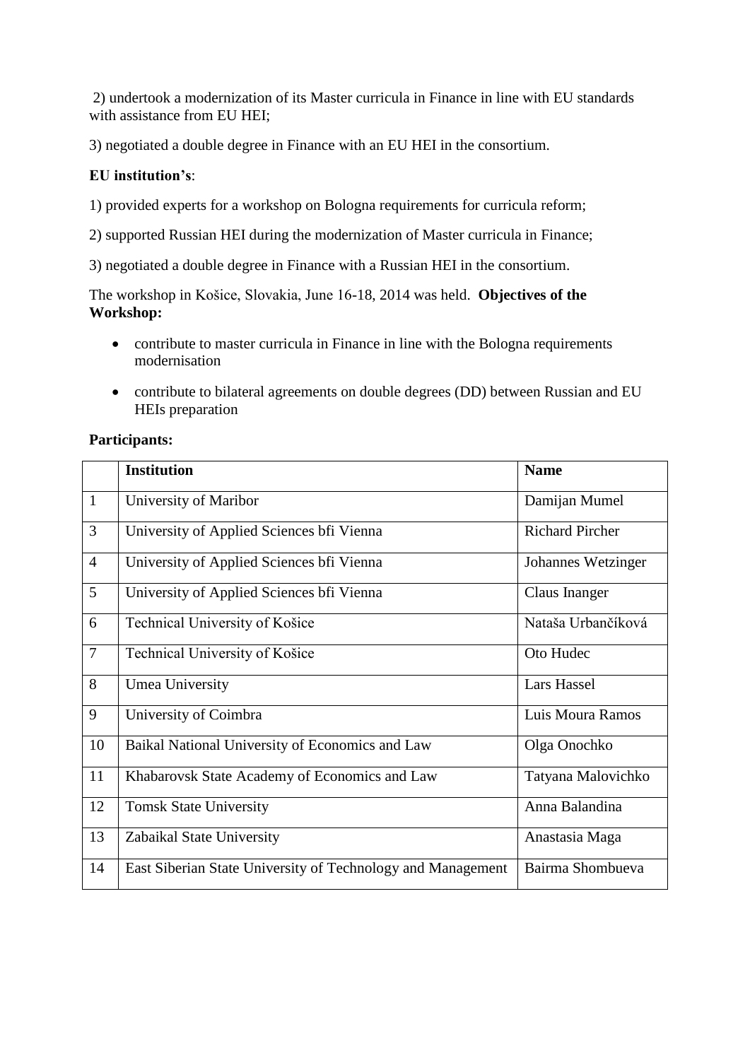2) undertook a modernization of its Master curricula in Finance in line with EU standards with assistance from EU HEI;

3) negotiated a double degree in Finance with an EU HEI in the consortium.

**EU institution's**:

1) provided experts for a workshop on Bologna requirements for curricula reform;

2) supported Russian HEI during the modernization of Master curricula in Finance;

3) negotiated a double degree in Finance with a Russian HEI in the consortium.

The workshop in Košice, Slovakia, June 16-18, 2014 was held. **Objectives of the Workshop:**

- contribute to master curricula in Finance in line with the Bologna requirements modernisation
- contribute to bilateral agreements on double degrees (DD) between Russian and EU HEIs preparation

**Participants:**

| | Institution | Name |
|---|---|---|
| 1 | University of Maribor | Damijan Mumel |
| 3 | University of Applied Sciences bfi Vienna | Richard Pircher |
| 4 | University of Applied Sciences bfi Vienna | Johannes Wetzinger |
| 5 | University of Applied Sciences bfi Vienna | Claus Inanger |
| 6 | Technical University of Košice | Nataša Urbančíková |
| 7 | Technical University of Košice | Oto Hudec |
| 8 | Umea University | Lars Hassel |
| 9 | University of Coimbra | Luis Moura Ramos |
| 10 | Baikal National University of Economics and Law | Olga Onochko |
| 11 | Khabarovsk State Academy of Economics and Law | Tatyana Malovichko |
| 12 | Tomsk State University | Anna Balandina |
| 13 | Zabaikal State University | Anastasia Maga |
| 14 | East Siberian State University of Technology and Management | Bairma Shombueva |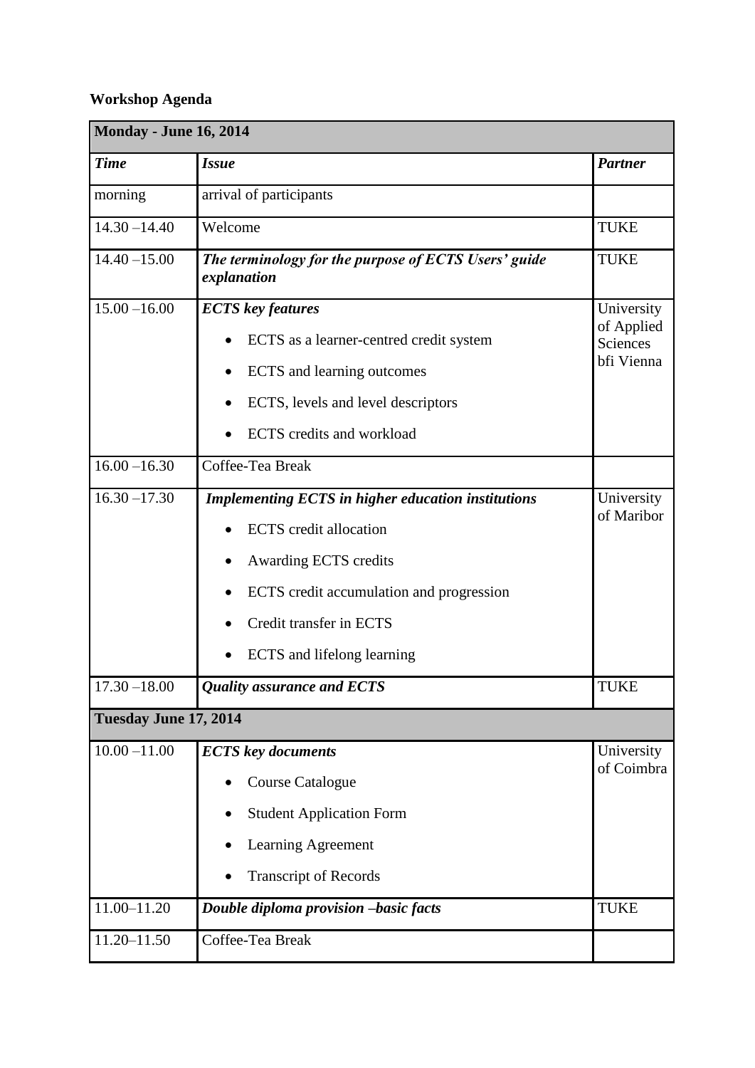**Workshop Agenda**

| **Monday - June 16, 2014** | | |
|---|---|---|
| ***Time*** | ***Issue*** | ***Partner*** |
| morning | arrival of participants | |
| 14.30 –14.40 | Welcome | TUKE |
| 14.40 –15.00 | ***The terminology for the purpose of ECTS Users' guide explanation*** | TUKE |
| 15.00 –16.00 | ***ECTS key features***<br>• ECTS as a learner-centred credit system<br>• ECTS and learning outcomes<br>• ECTS, levels and level descriptors<br>• ECTS credits and workload | University of Applied Sciences bfi Vienna |
| 16.00 –16.30 | Coffee-Tea Break | |
| 16.30 –17.30 | ***Implementing ECTS in higher education institutions***<br>• ECTS credit allocation<br>• Awarding ECTS credits<br>• ECTS credit accumulation and progression<br>• Credit transfer in ECTS<br>• ECTS and lifelong learning | University of Maribor |
| 17.30 –18.00 | ***Quality assurance and ECTS*** | TUKE |
| **Tuesday June 17, 2014** | | |
| 10.00 –11.00 | ***ECTS key documents***<br>• Course Catalogue<br>• Student Application Form<br>• Learning Agreement<br>• Transcript of Records | University of Coimbra |
| 11.00–11.20 | ***Double diploma provision –basic facts*** | TUKE |
| 11.20–11.50 | Coffee-Tea Break | |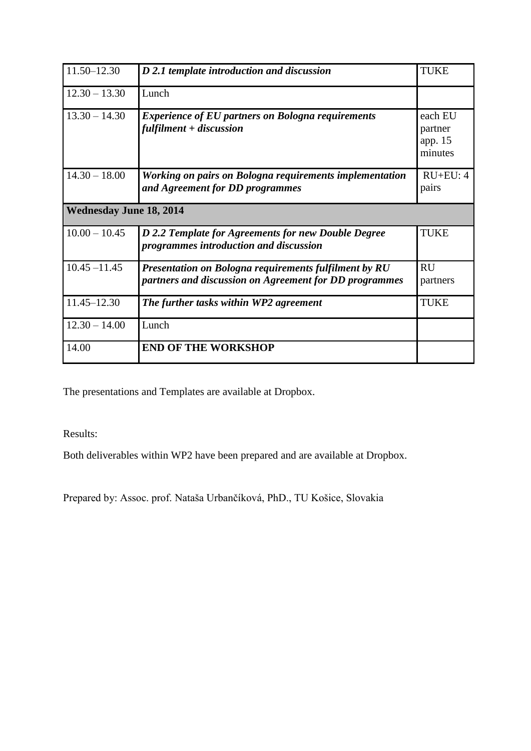| | | |
|---|---|---|
| 11.50–12.30 | ***D 2.1 template introduction and discussion*** | TUKE |
| 12.30 – 13.30 | Lunch | |
| 13.30 – 14.30 | ***Experience of EU partners on Bologna requirements fulfilment + discussion*** | each EU partner app. 15 minutes |
| 14.30 – 18.00 | ***Working on pairs on Bologna requirements implementation and Agreement for DD programmes*** | RU+EU: 4 pairs |
| **Wednesday June 18, 2014** | | |
| 10.00 – 10.45 | ***D 2.2 Template for Agreements for new Double Degree programmes introduction and discussion*** | TUKE |
| 10.45 –11.45 | ***Presentation on Bologna requirements fulfilment by RU partners and discussion on Agreement for DD programmes*** | RU partners |
| 11.45–12.30 | ***The further tasks within WP2 agreement*** | TUKE |
| 12.30 – 14.00 | Lunch | |
| 14.00 | **END OF THE WORKSHOP** | |

The presentations and Templates are available at Dropbox.

Results:

Both deliverables within WP2 have been prepared and are available at Dropbox.

Prepared by: Assoc. prof. Nataša Urbančíková, PhD., TU Košice, Slovakia